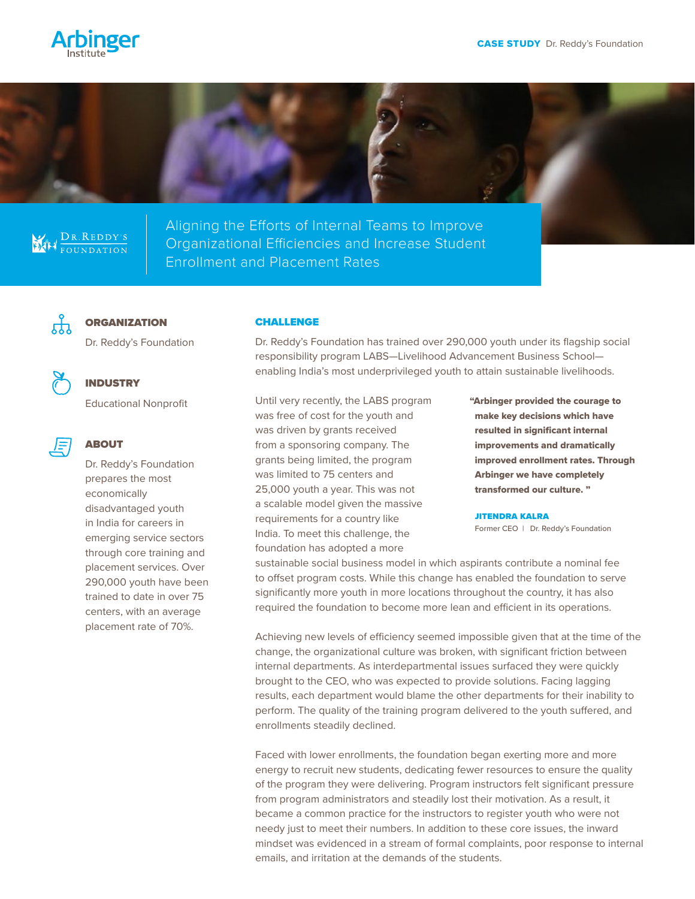**CASE STUDY** Dr. Reddy's Foundation

# Aligning the Efforts of Internal Teams to Improve Organizational Efficiencies and Increase Student Enrollment and Placement Rates

### ORGANIZATION

Dr. Reddy's Foundation

### INDUSTRY

Educational Nonprofit

### ABOUT

Dr. Reddy's Foundation prepares the most economically disadvantaged youth in India for careers in emerging service sectors through core training and placement services. Over 290,000 youth have been trained to date in over 75 centers, with an average placement rate of 70%.

## CHALLENGE

Dr. Reddy's Foundation has trained over 290,000 youth under its flagship social responsibility program LABS—Livelihood Advancement Business School—enabling India's most underprivileged youth to attain sustainable livelihoods.

Until very recently, the LABS program was free of cost for the youth and was driven by grants received from a sponsoring company. The grants being limited, the program was limited to 75 centers and 25,000 youth a year. This was not a scalable model given the massive requirements for a country like India. To meet this challenge, the foundation has adopted a more sustainable social business model in which aspirants contribute a nominal fee to offset program costs. While this change has enabled the foundation to serve significantly more youth in more locations throughout the country, it has also required the foundation to become more lean and efficient in its operations.

> **"Arbinger provided the courage to make key decisions which have resulted in significant internal improvements and dramatically improved enrollment rates. Through Arbinger we have completely transformed our culture."**
>
> **JITENDRA KALRA**
> Former CEO | Dr. Reddy's Foundation

Achieving new levels of efficiency seemed impossible given that at the time of the change, the organizational culture was broken, with significant friction between internal departments. As interdepartmental issues surfaced they were quickly brought to the CEO, who was expected to provide solutions. Facing lagging results, each department would blame the other departments for their inability to perform. The quality of the training program delivered to the youth suffered, and enrollments steadily declined.

Faced with lower enrollments, the foundation began exerting more and more energy to recruit new students, dedicating fewer resources to ensure the quality of the program they were delivering. Program instructors felt significant pressure from program administrators and steadily lost their motivation. As a result, it became a common practice for the instructors to register youth who were not needy just to meet their numbers. In addition to these core issues, the inward mindset was evidenced in a stream of formal complaints, poor response to internal emails, and irritation at the demands of the students.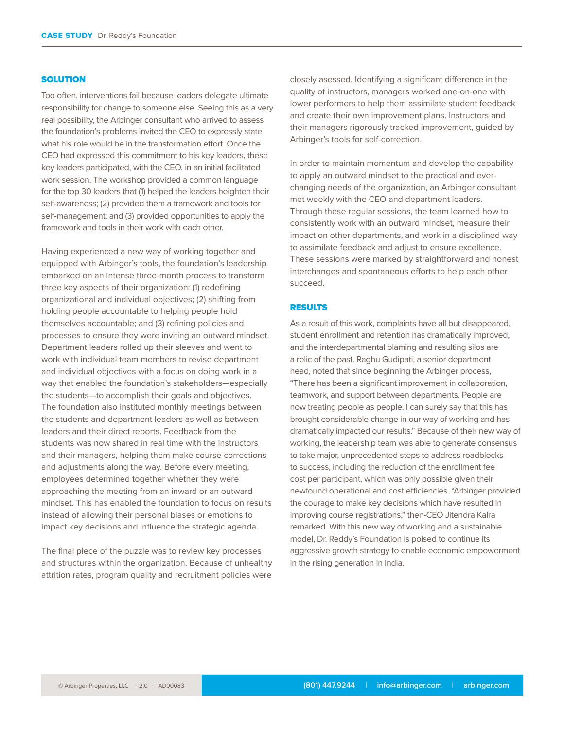## SOLUTION

Too often, interventions fail because leaders delegate ultimate responsibility for change to someone else. Seeing this as a very real possibility, the Arbinger consultant who arrived to assess the foundation's problems invited the CEO to expressly state what his role would be in the transformation effort. Once the CEO had expressed this commitment to his key leaders, these key leaders participated, with the CEO, in an initial facilitated work session. The workshop provided a common language for the top 30 leaders that (1) helped the leaders heighten their self-awareness; (2) provided them a framework and tools for self-management; and (3) provided opportunities to apply the framework and tools in their work with each other.

Having experienced a new way of working together and equipped with Arbinger's tools, the foundation's leadership embarked on an intense three-month process to transform three key aspects of their organization: (1) redefining organizational and individual objectives; (2) shifting from holding people accountable to helping people hold themselves accountable; and (3) refining policies and processes to ensure they were inviting an outward mindset. Department leaders rolled up their sleeves and went to work with individual team members to revise department and individual objectives with a focus on doing work in a way that enabled the foundation's stakeholders—especially the students—to accomplish their goals and objectives. The foundation also instituted monthly meetings between the students and department leaders as well as between leaders and their direct reports. Feedback from the students was now shared in real time with the instructors and their managers, helping them make course corrections and adjustments along the way. Before every meeting, employees determined together whether they were approaching the meeting from an inward or an outward mindset. This has enabled the foundation to focus on results instead of allowing their personal biases or emotions to impact key decisions and influence the strategic agenda.

The final piece of the puzzle was to review key processes and structures within the organization. Because of unhealthy attrition rates, program quality and recruitment policies were closely asessed. Identifying a significant difference in the quality of instructors, managers worked one-on-one with lower performers to help them assimilate student feedback and create their own improvement plans. Instructors and their managers rigorously tracked improvement, guided by Arbinger's tools for self-correction.

In order to maintain momentum and develop the capability to apply an outward mindset to the practical and ever-changing needs of the organization, an Arbinger consultant met weekly with the CEO and department leaders. Through these regular sessions, the team learned how to consistently work with an outward mindset, measure their impact on other departments, and work in a disciplined way to assimilate feedback and adjust to ensure excellence. These sessions were marked by straightforward and honest interchanges and spontaneous efforts to help each other succeed.

## RESULTS

As a result of this work, complaints have all but disappeared, student enrollment and retention has dramatically improved, and the interdepartmental blaming and resulting silos are a relic of the past. Raghu Gudipati, a senior department head, noted that since beginning the Arbinger process, "There has been a significant improvement in collaboration, teamwork, and support between departments. People are now treating people as people. I can surely say that this has brought considerable change in our way of working and has dramatically impacted our results." Because of their new way of working, the leadership team was able to generate consensus to take major, unprecedented steps to address roadblocks to success, including the reduction of the enrollment fee cost per participant, which was only possible given their newfound operational and cost efficiencies. "Arbinger provided the courage to make key decisions which have resulted in improving course registrations," then-CEO Jitendra Kalra remarked. With this new way of working and a sustainable model, Dr. Reddy's Foundation is poised to continue its aggressive growth strategy to enable economic empowerment in the rising generation in India.

© Arbinger Properties, LLC | 2.0 | AD00083

(801) 447.9244 | info@arbinger.com | arbinger.com